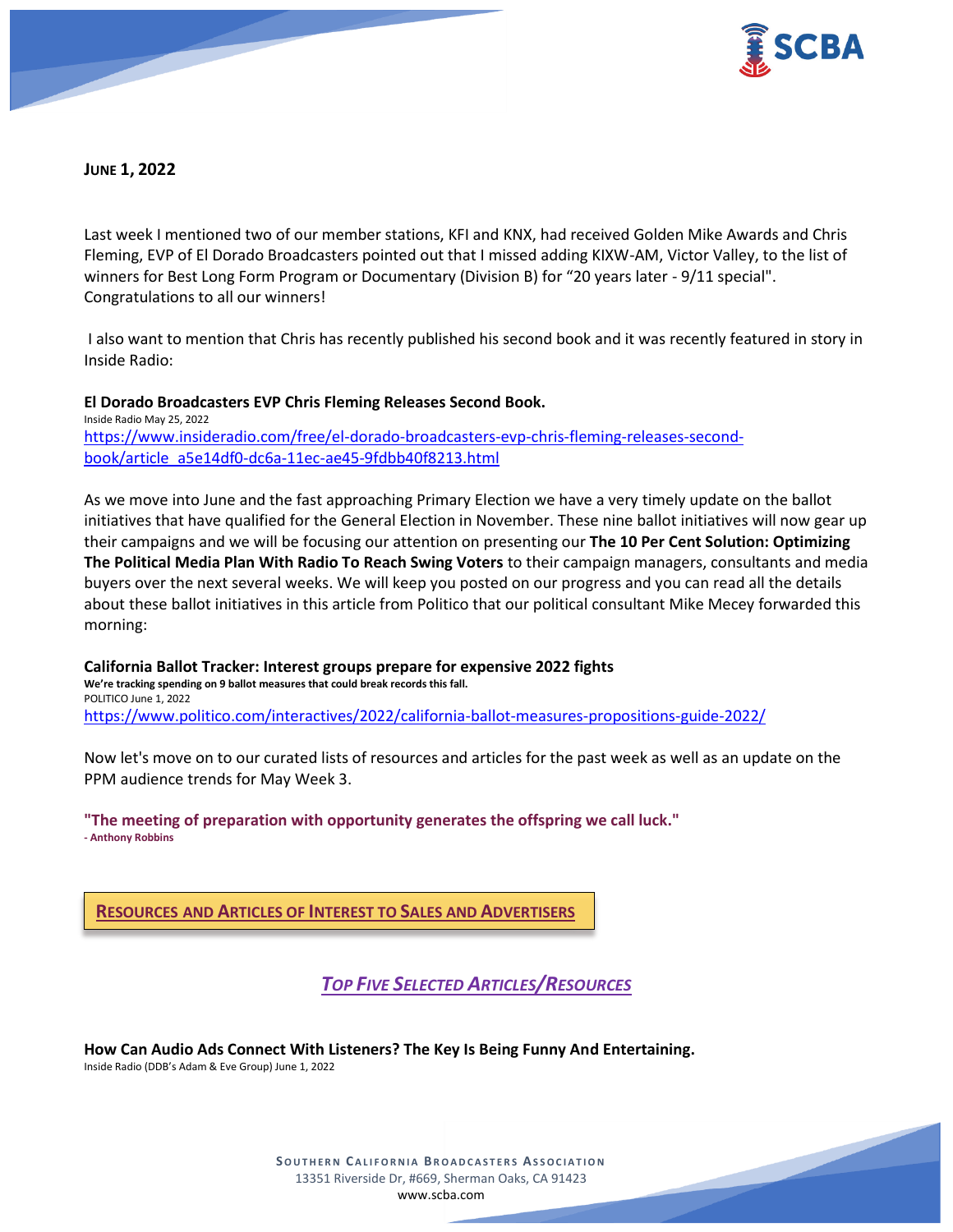**JUNE 1, 2022**

Last week I mentioned two of our member stations, KFI and KNX, had received Golden Mike Awards and Chris Fleming, EVP of El Dorado Broadcasters pointed out that I missed adding KIXW-AM, Victor Valley, to the list of winners for Best Long Form Program or Documentary (Division B) for "20 years later - 9/11 special". Congratulations to all our winners!

I also want to mention that Chris has recently published his second book and it was recently featured in story in Inside Radio:

**El Dorado Broadcasters EVP Chris Fleming Releases Second Book.**
Inside Radio May 25, 2022
https://www.insideradio.com/free/el-dorado-broadcasters-evp-chris-fleming-releases-second-book/article_a5e14df0-dc6a-11ec-ae45-9fdbb40f8213.html

As we move into June and the fast approaching Primary Election we have a very timely update on the ballot initiatives that have qualified for the General Election in November. These nine ballot initiatives will now gear up their campaigns and we will be focusing our attention on presenting our **The 10 Per Cent Solution: Optimizing The Political Media Plan With Radio To Reach Swing Voters** to their campaign managers, consultants and media buyers over the next several weeks. We will keep you posted on our progress and you can read all the details about these ballot initiatives in this article from Politico that our political consultant Mike Mecey forwarded this morning:

**California Ballot Tracker: Interest groups prepare for expensive 2022 fights**
**We're tracking spending on 9 ballot measures that could break records this fall.**
POLITICO June 1, 2022
https://www.politico.com/interactives/2022/california-ballot-measures-propositions-guide-2022/

Now let's move on to our curated lists of resources and articles for the past week as well as an update on the PPM audience trends for May Week 3.

**"The meeting of preparation with opportunity generates the offspring we call luck."**
**- Anthony Robbins**

## RESOURCES AND ARTICLES OF INTEREST TO SALES AND ADVERTISERS

### *TOP FIVE SELECTED ARTICLES/RESOURCES*

**How Can Audio Ads Connect With Listeners? The Key Is Being Funny And Entertaining.**
Inside Radio (DDB's Adam & Eve Group) June 1, 2022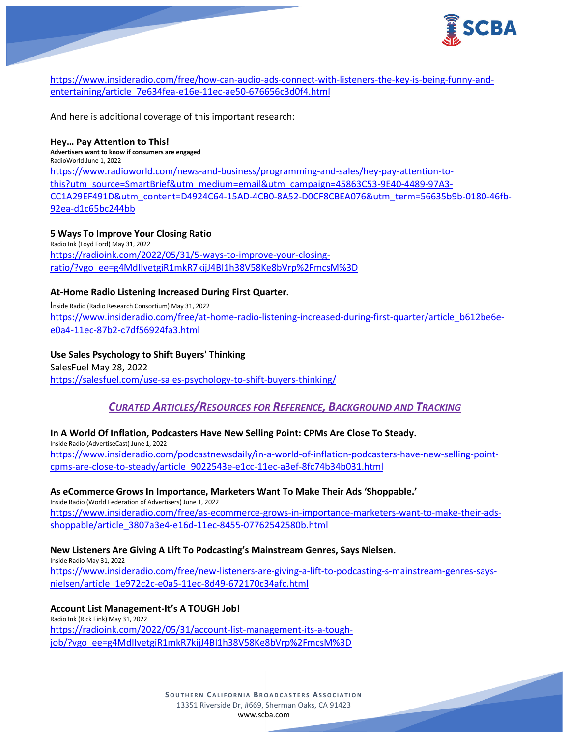https://www.insideradio.com/free/how-can-audio-ads-connect-with-listeners-the-key-is-being-funny-and-entertaining/article_7e634fea-e16e-11ec-ae50-676656c3d0f4.html

And here is additional coverage of this important research:

**Hey… Pay Attention to This!**
**Advertisers want to know if consumers are engaged**
RadioWorld June 1, 2022
https://www.radioworld.com/news-and-business/programming-and-sales/hey-pay-attention-to-this?utm_source=SmartBrief&utm_medium=email&utm_campaign=45863C53-9E40-4489-97A3-CC1A29EF491D&utm_content=D4924C64-15AD-4CB0-8A52-D0CF8CBEA076&utm_term=56635b9b-0180-46fb-92ea-d1c65bc244bb

**5 Ways To Improve Your Closing Ratio**
Radio Ink (Loyd Ford) May 31, 2022
https://radioink.com/2022/05/31/5-ways-to-improve-your-closing-ratio/?vgo_ee=g4MdIIvetgiR1mkR7kijJ4BI1h38V58Ke8bVrp%2FmcsM%3D

**At-Home Radio Listening Increased During First Quarter.**
Inside Radio (Radio Research Consortium) May 31, 2022
https://www.insideradio.com/free/at-home-radio-listening-increased-during-first-quarter/article_b612be6e-e0a4-11ec-87b2-c7df56924fa3.html

**Use Sales Psychology to Shift Buyers' Thinking**
SalesFuel May 28, 2022
https://salesfuel.com/use-sales-psychology-to-shift-buyers-thinking/

## *Curated Articles/Resources for Reference, Background and Tracking*

**In A World Of Inflation, Podcasters Have New Selling Point: CPMs Are Close To Steady.**
Inside Radio (AdvertiseCast) June 1, 2022
https://www.insideradio.com/podcastnewsdaily/in-a-world-of-inflation-podcasters-have-new-selling-point-cpms-are-close-to-steady/article_9022543e-e1cc-11ec-a3ef-8fc74b34b031.html

**As eCommerce Grows In Importance, Marketers Want To Make Their Ads 'Shoppable.'**
Inside Radio (World Federation of Advertisers) June 1, 2022
https://www.insideradio.com/free/as-ecommerce-grows-in-importance-marketers-want-to-make-their-ads-shoppable/article_3807a3e4-e16d-11ec-8455-07762542580b.html

**New Listeners Are Giving A Lift To Podcasting's Mainstream Genres, Says Nielsen.**
Inside Radio May 31, 2022
https://www.insideradio.com/free/new-listeners-are-giving-a-lift-to-podcasting-s-mainstream-genres-says-nielsen/article_1e972c2c-e0a5-11ec-8d49-672170c34afc.html

**Account List Management-It's A TOUGH Job!**
Radio Ink (Rick Fink) May 31, 2022
https://radioink.com/2022/05/31/account-list-management-its-a-tough-job/?vgo_ee=g4MdIIvetgiR1mkR7kijJ4BI1h38V58Ke8bVrp%2FmcsM%3D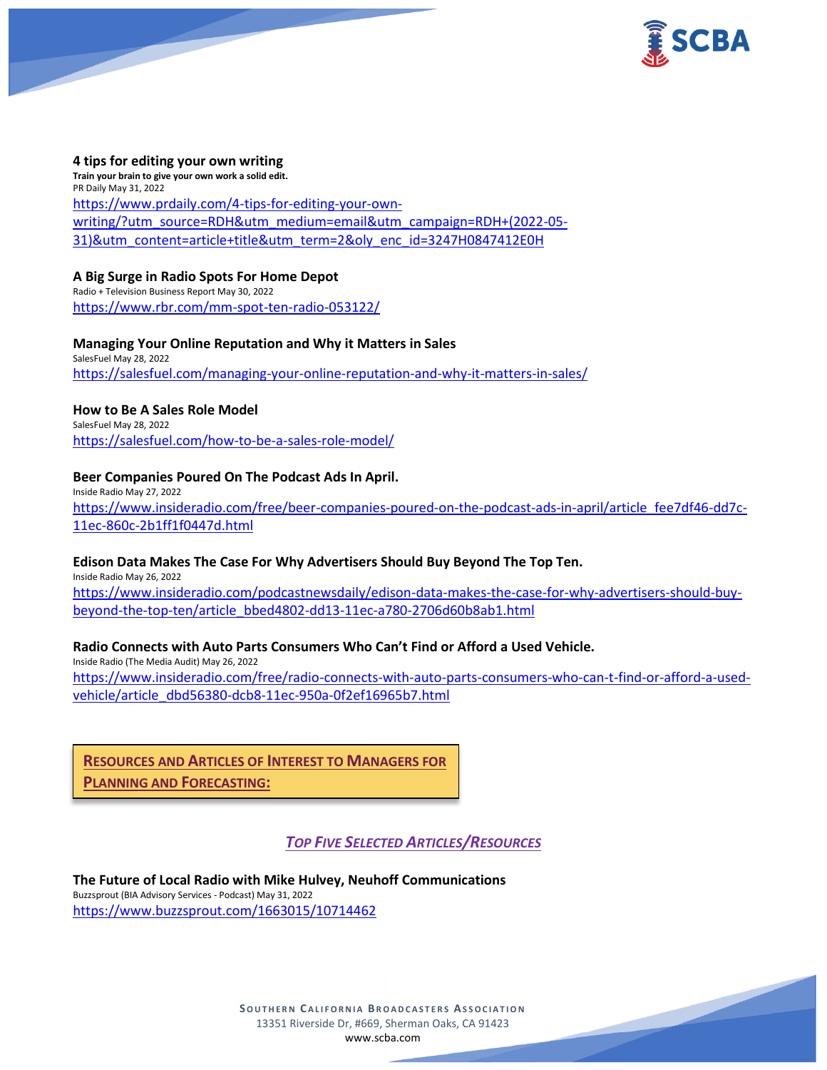**4 tips for editing your own writing**
**Train your brain to give your own work a solid edit.**
PR Daily May 31, 2022
https://www.prdaily.com/4-tips-for-editing-your-own-writing/?utm_source=RDH&utm_medium=email&utm_campaign=RDH+(2022-05-31)&utm_content=article+title&utm_term=2&oly_enc_id=3247H0847412E0H

**A Big Surge in Radio Spots For Home Depot**
Radio + Television Business Report May 30, 2022
https://www.rbr.com/mm-spot-ten-radio-053122/

**Managing Your Online Reputation and Why it Matters in Sales**
SalesFuel May 28, 2022
https://salesfuel.com/managing-your-online-reputation-and-why-it-matters-in-sales/

**How to Be A Sales Role Model**
SalesFuel May 28, 2022
https://salesfuel.com/how-to-be-a-sales-role-model/

**Beer Companies Poured On The Podcast Ads In April.**
Inside Radio May 27, 2022
https://www.insideradio.com/free/beer-companies-poured-on-the-podcast-ads-in-april/article_fee7df46-dd7c-11ec-860c-2b1ff1f0447d.html

**Edison Data Makes The Case For Why Advertisers Should Buy Beyond The Top Ten.**
Inside Radio May 26, 2022
https://www.insideradio.com/podcastnewsdaily/edison-data-makes-the-case-for-why-advertisers-should-buy-beyond-the-top-ten/article_bbed4802-dd13-11ec-a780-2706d60b8ab1.html

**Radio Connects with Auto Parts Consumers Who Can't Find or Afford a Used Vehicle.**
Inside Radio (The Media Audit) May 26, 2022
https://www.insideradio.com/free/radio-connects-with-auto-parts-consumers-who-can-t-find-or-afford-a-used-vehicle/article_dbd56380-dcb8-11ec-950a-0f2ef16965b7.html

## RESOURCES AND ARTICLES OF INTEREST TO MANAGERS FOR PLANNING AND FORECASTING:

### *TOP FIVE SELECTED ARTICLES/RESOURCES*

**The Future of Local Radio with Mike Hulvey, Neuhoff Communications**
Buzzsprout (BIA Advisory Services - Podcast) May 31, 2022
https://www.buzzsprout.com/1663015/10714462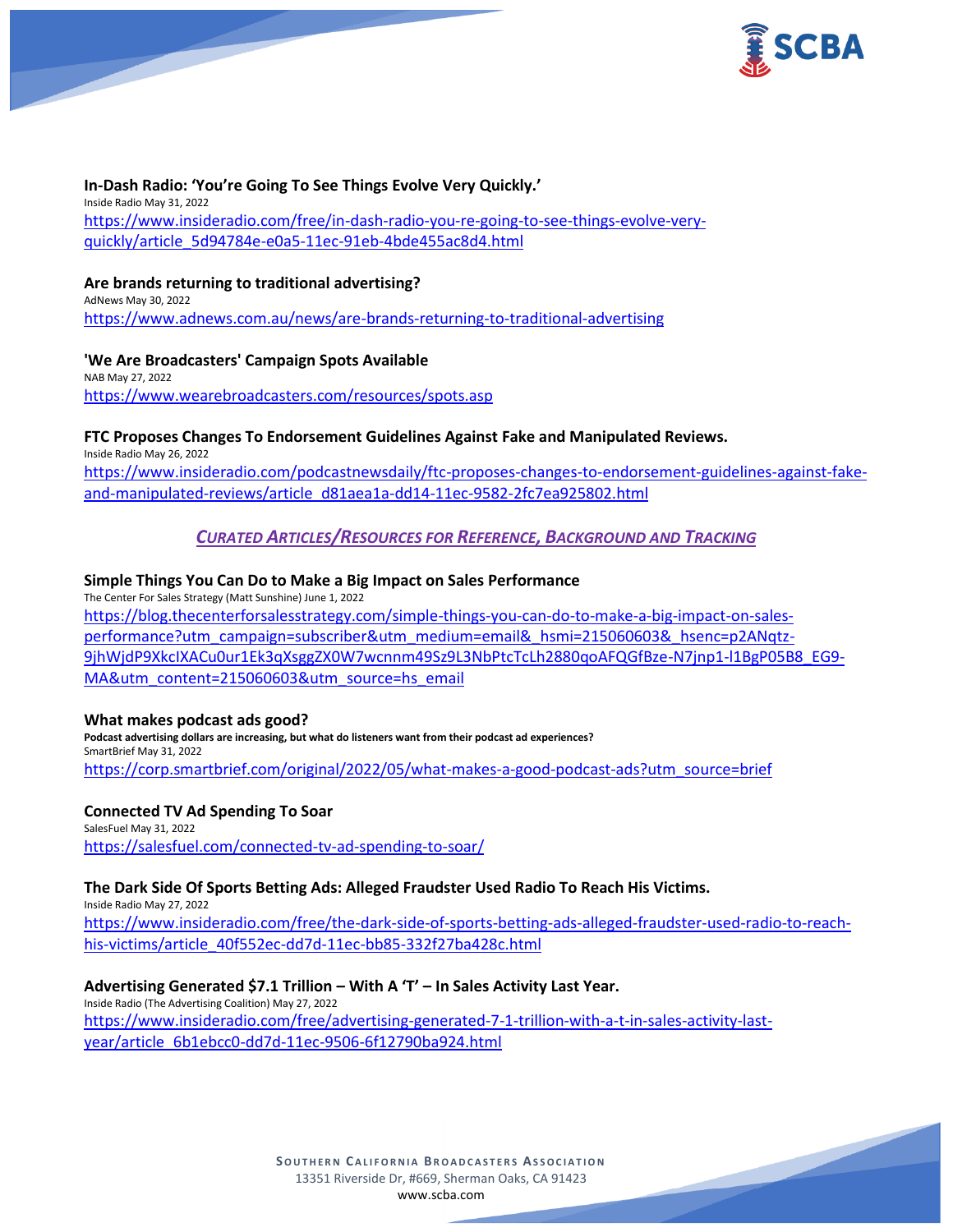**In-Dash Radio: 'You're Going To See Things Evolve Very Quickly.'**
Inside Radio May 31, 2022
https://www.insideradio.com/free/in-dash-radio-you-re-going-to-see-things-evolve-very-quickly/article_5d94784e-e0a5-11ec-91eb-4bde455ac8d4.html

**Are brands returning to traditional advertising?**
AdNews May 30, 2022
https://www.adnews.com.au/news/are-brands-returning-to-traditional-advertising

**'We Are Broadcasters' Campaign Spots Available**
NAB May 27, 2022
https://www.wearebroadcasters.com/resources/spots.asp

**FTC Proposes Changes To Endorsement Guidelines Against Fake and Manipulated Reviews.**
Inside Radio May 26, 2022
https://www.insideradio.com/podcastnewsdaily/ftc-proposes-changes-to-endorsement-guidelines-against-fake-and-manipulated-reviews/article_d81aea1a-dd14-11ec-9582-2fc7ea925802.html

## *CURATED ARTICLES/RESOURCES FOR REFERENCE, BACKGROUND AND TRACKING*

**Simple Things You Can Do to Make a Big Impact on Sales Performance**
The Center For Sales Strategy (Matt Sunshine) June 1, 2022
https://blog.thecenterforsalesstrategy.com/simple-things-you-can-do-to-make-a-big-impact-on-sales-performance?utm_campaign=subscriber&utm_medium=email&_hsmi=215060603&_hsenc=p2ANqtz-9jhWjdP9XkcIXACu0ur1Ek3qXsggZX0W7wcnnm49Sz9L3NbPtcTcLh2880qoAFQGfBze-N7jnp1-l1BgP05B8_EG9-MA&utm_content=215060603&utm_source=hs_email

**What makes podcast ads good?**
**Podcast advertising dollars are increasing, but what do listeners want from their podcast ad experiences?**
SmartBrief May 31, 2022
https://corp.smartbrief.com/original/2022/05/what-makes-a-good-podcast-ads?utm_source=brief

**Connected TV Ad Spending To Soar**
SalesFuel May 31, 2022
https://salesfuel.com/connected-tv-ad-spending-to-soar/

**The Dark Side Of Sports Betting Ads: Alleged Fraudster Used Radio To Reach His Victims.**
Inside Radio May 27, 2022
https://www.insideradio.com/free/the-dark-side-of-sports-betting-ads-alleged-fraudster-used-radio-to-reach-his-victims/article_40f552ec-dd7d-11ec-bb85-332f27ba428c.html

**Advertising Generated $7.1 Trillion – With A 'T' – In Sales Activity Last Year.**
Inside Radio (The Advertising Coalition) May 27, 2022
https://www.insideradio.com/free/advertising-generated-7-1-trillion-with-a-t-in-sales-activity-last-year/article_6b1ebcc0-dd7d-11ec-9506-6f12790ba924.html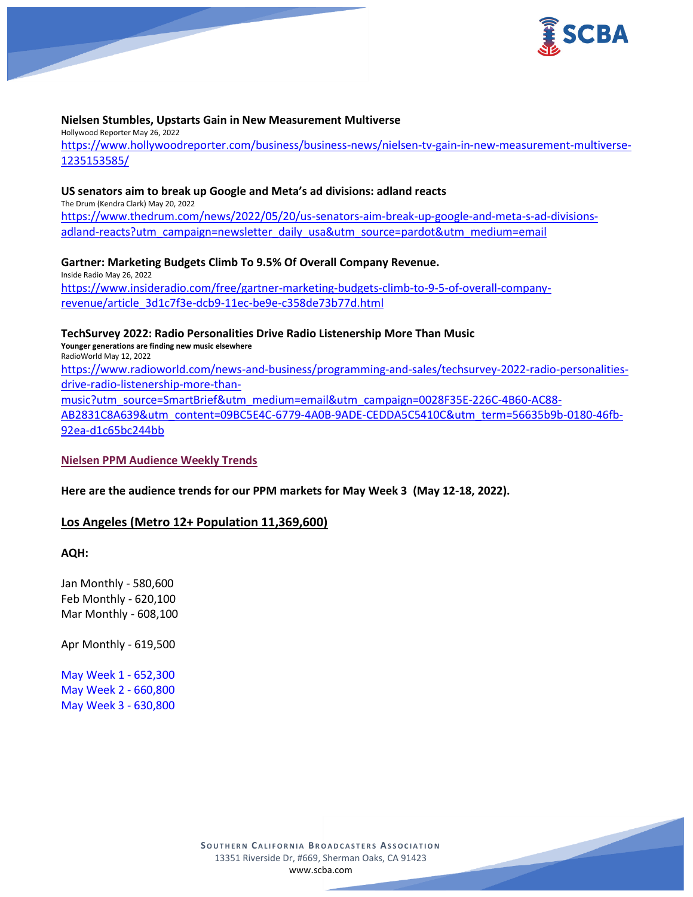**Nielsen Stumbles, Upstarts Gain in New Measurement Multiverse**

Hollywood Reporter May 26, 2022

https://www.hollywoodreporter.com/business/business-news/nielsen-tv-gain-in-new-measurement-multiverse-1235153585/

**US senators aim to break up Google and Meta's ad divisions: adland reacts**

The Drum (Kendra Clark) May 20, 2022

https://www.thedrum.com/news/2022/05/20/us-senators-aim-break-up-google-and-meta-s-ad-divisions-adland-reacts?utm_campaign=newsletter_daily_usa&utm_source=pardot&utm_medium=email

**Gartner: Marketing Budgets Climb To 9.5% Of Overall Company Revenue.**

Inside Radio May 26, 2022

https://www.insideradio.com/free/gartner-marketing-budgets-climb-to-9-5-of-overall-company-revenue/article_3d1c7f3e-dcb9-11ec-be9e-c358de73b77d.html

**TechSurvey 2022: Radio Personalities Drive Radio Listenership More Than Music**

**Younger generations are finding new music elsewhere**

RadioWorld May 12, 2022

https://www.radioworld.com/news-and-business/programming-and-sales/techsurvey-2022-radio-personalities-drive-radio-listenership-more-than-music?utm_source=SmartBrief&utm_medium=email&utm_campaign=0028F35E-226C-4B60-AC88-AB2831C8A639&utm_content=09BC5E4C-6779-4A0B-9ADE-CEDDA5C5410C&utm_term=56635b9b-0180-46fb-92ea-d1c65bc244bb

**Nielsen PPM Audience Weekly Trends**

**Here are the audience trends for our PPM markets for May Week 3 (May 12-18, 2022).**

## Los Angeles (Metro 12+ Population 11,369,600)

**AQH:**

Jan Monthly - 580,600
Feb Monthly - 620,100
Mar Monthly - 608,100

Apr Monthly - 619,500

May Week 1 - 652,300
May Week 2 - 660,800
May Week 3 - 630,800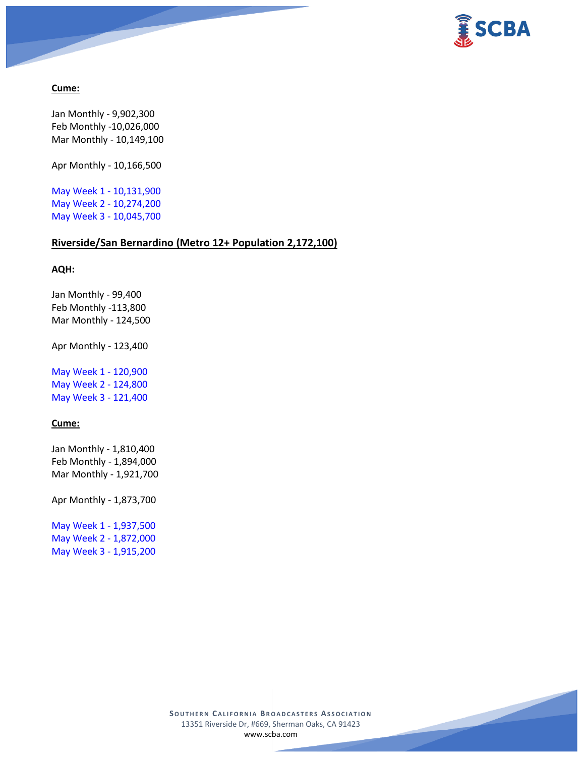**Cume:**

Jan Monthly - 9,902,300
Feb Monthly -10,026,000
Mar Monthly - 10,149,100

Apr Monthly - 10,166,500

May Week 1 - 10,131,900
May Week 2 - 10,274,200
May Week 3 - 10,045,700

**Riverside/San Bernardino (Metro 12+ Population 2,172,100)**

**AQH:**

Jan Monthly - 99,400
Feb Monthly -113,800
Mar Monthly - 124,500

Apr Monthly - 123,400

May Week 1 - 120,900
May Week 2 - 124,800
May Week 3 - 121,400

**Cume:**

Jan Monthly - 1,810,400
Feb Monthly - 1,894,000
Mar Monthly - 1,921,700

Apr Monthly - 1,873,700

May Week 1 - 1,937,500
May Week 2 - 1,872,000
May Week 3 - 1,915,200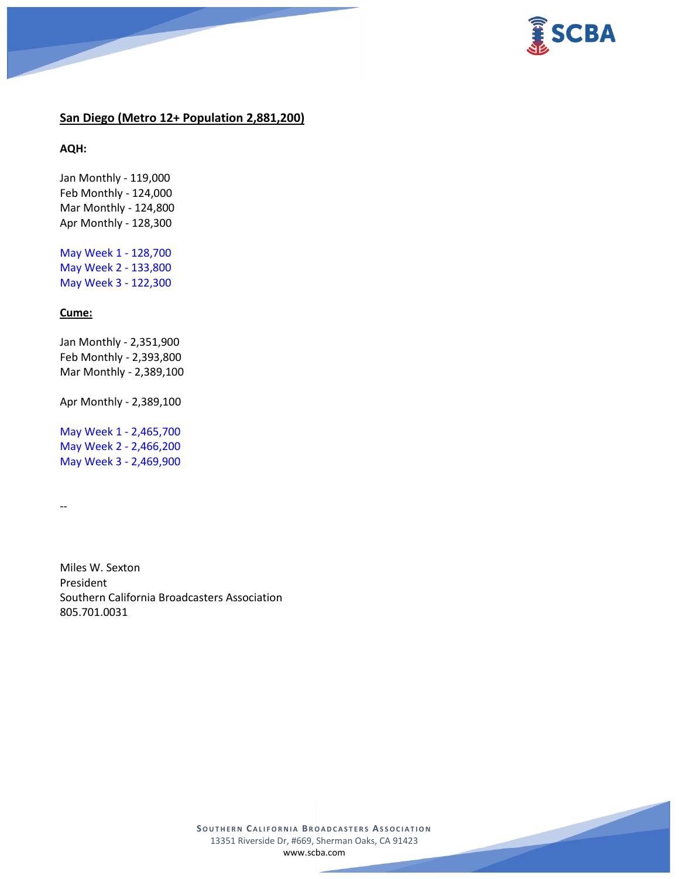**San Diego (Metro 12+ Population 2,881,200)**

**AQH:**

Jan Monthly - 119,000
Feb Monthly - 124,000
Mar Monthly - 124,800
Apr Monthly - 128,300

May Week 1 - 128,700
May Week 2 - 133,800
May Week 3 - 122,300

**Cume:**

Jan Monthly - 2,351,900
Feb Monthly - 2,393,800
Mar Monthly - 2,389,100

Apr Monthly - 2,389,100

May Week 1 - 2,465,700
May Week 2 - 2,466,200
May Week 3 - 2,469,900

--

Miles W. Sexton
President
Southern California Broadcasters Association
805.701.0031